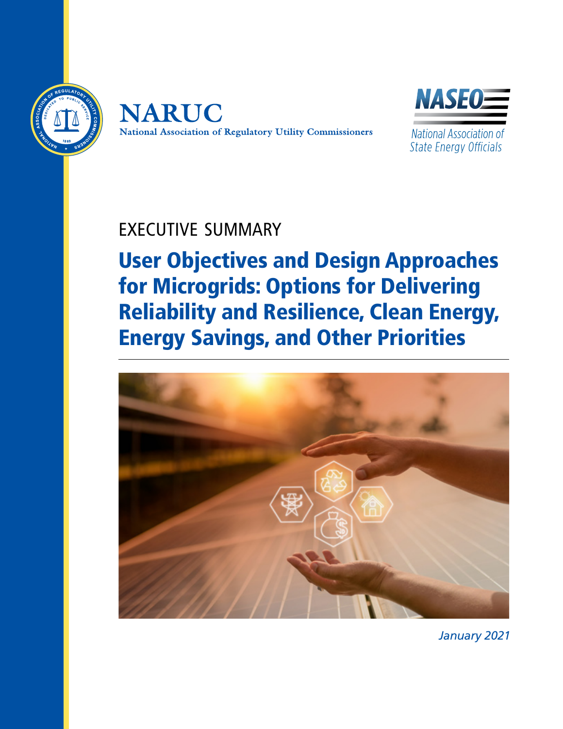NARUC
National Association of Regulatory Utility Commissioners

NASEO
National Association of State Energy Officials

EXECUTIVE SUMMARY

# User Objectives and Design Approaches for Microgrids: Options for Delivering Reliability and Resilience, Clean Energy, Energy Savings, and Other Priorities

*January 2021*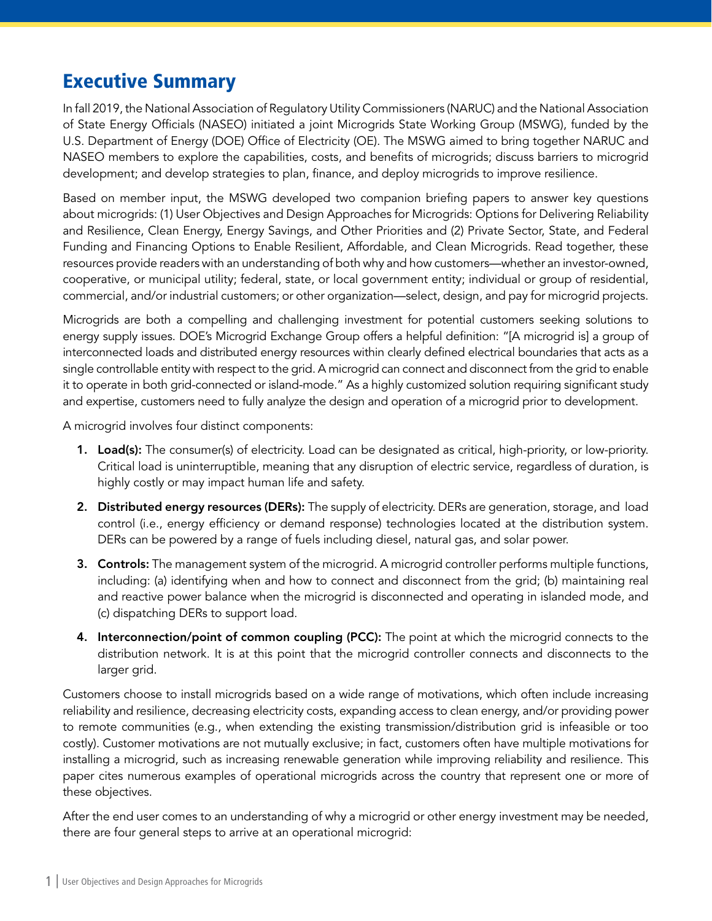# Executive Summary

In fall 2019, the National Association of Regulatory Utility Commissioners (NARUC) and the National Association of State Energy Officials (NASEO) initiated a joint Microgrids State Working Group (MSWG), funded by the U.S. Department of Energy (DOE) Office of Electricity (OE). The MSWG aimed to bring together NARUC and NASEO members to explore the capabilities, costs, and benefits of microgrids; discuss barriers to microgrid development; and develop strategies to plan, finance, and deploy microgrids to improve resilience.

Based on member input, the MSWG developed two companion briefing papers to answer key questions about microgrids: (1) User Objectives and Design Approaches for Microgrids: Options for Delivering Reliability and Resilience, Clean Energy, Energy Savings, and Other Priorities and (2) Private Sector, State, and Federal Funding and Financing Options to Enable Resilient, Affordable, and Clean Microgrids. Read together, these resources provide readers with an understanding of both why and how customers—whether an investor-owned, cooperative, or municipal utility; federal, state, or local government entity; individual or group of residential, commercial, and/or industrial customers; or other organization—select, design, and pay for microgrid projects.

Microgrids are both a compelling and challenging investment for potential customers seeking solutions to energy supply issues. DOE's Microgrid Exchange Group offers a helpful definition: "[A microgrid is] a group of interconnected loads and distributed energy resources within clearly defined electrical boundaries that acts as a single controllable entity with respect to the grid. A microgrid can connect and disconnect from the grid to enable it to operate in both grid-connected or island-mode." As a highly customized solution requiring significant study and expertise, customers need to fully analyze the design and operation of a microgrid prior to development.

A microgrid involves four distinct components:

1. **Load(s):** The consumer(s) of electricity. Load can be designated as critical, high-priority, or low-priority. Critical load is uninterruptible, meaning that any disruption of electric service, regardless of duration, is highly costly or may impact human life and safety.
2. **Distributed energy resources (DERs):** The supply of electricity. DERs are generation, storage, and load control (i.e., energy efficiency or demand response) technologies located at the distribution system. DERs can be powered by a range of fuels including diesel, natural gas, and solar power.
3. **Controls:** The management system of the microgrid. A microgrid controller performs multiple functions, including: (a) identifying when and how to connect and disconnect from the grid; (b) maintaining real and reactive power balance when the microgrid is disconnected and operating in islanded mode, and (c) dispatching DERs to support load.
4. **Interconnection/point of common coupling (PCC):** The point at which the microgrid connects to the distribution network. It is at this point that the microgrid controller connects and disconnects to the larger grid.

Customers choose to install microgrids based on a wide range of motivations, which often include increasing reliability and resilience, decreasing electricity costs, expanding access to clean energy, and/or providing power to remote communities (e.g., when extending the existing transmission/distribution grid is infeasible or too costly). Customer motivations are not mutually exclusive; in fact, customers often have multiple motivations for installing a microgrid, such as increasing renewable generation while improving reliability and resilience. This paper cites numerous examples of operational microgrids across the country that represent one or more of these objectives.

After the end user comes to an understanding of why a microgrid or other energy investment may be needed, there are four general steps to arrive at an operational microgrid: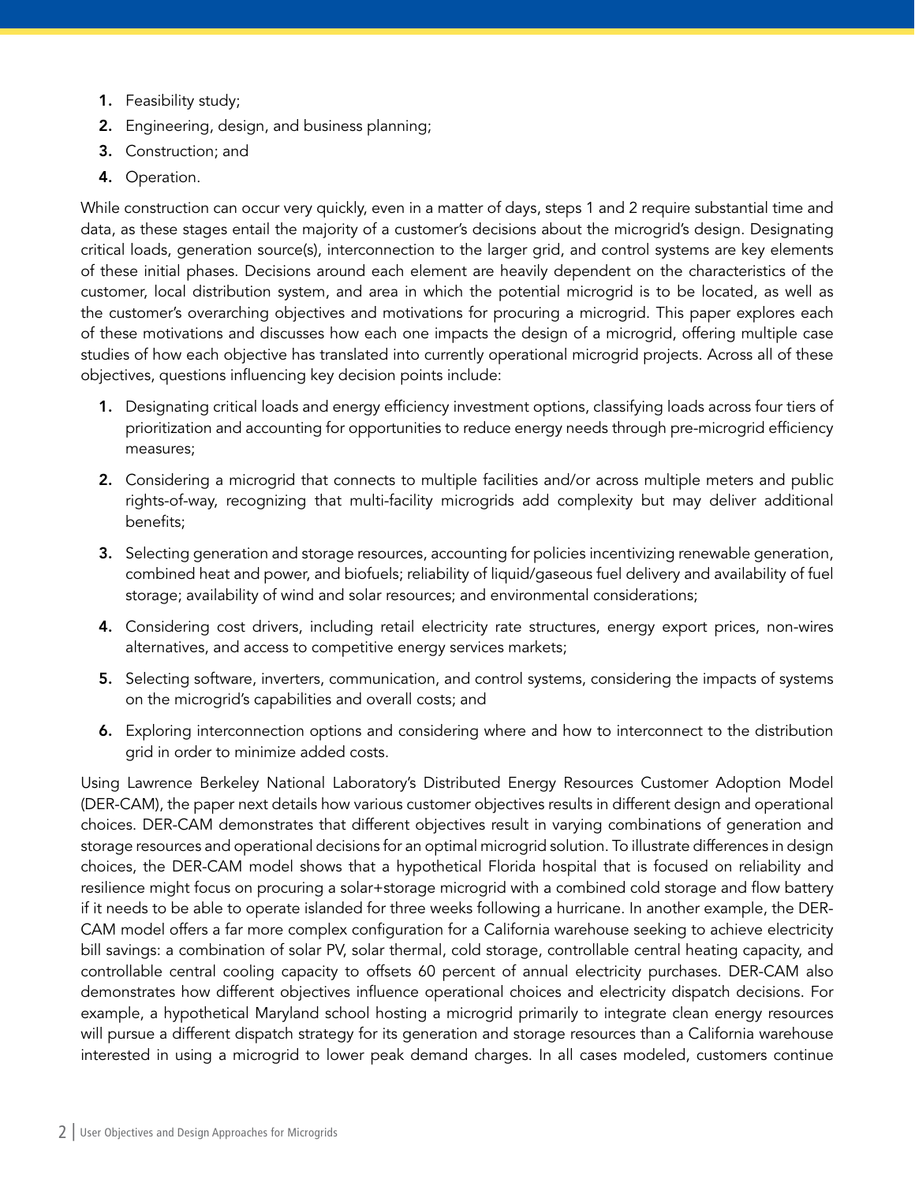1. Feasibility study;
2. Engineering, design, and business planning;
3. Construction; and
4. Operation.

While construction can occur very quickly, even in a matter of days, steps 1 and 2 require substantial time and data, as these stages entail the majority of a customer's decisions about the microgrid's design. Designating critical loads, generation source(s), interconnection to the larger grid, and control systems are key elements of these initial phases. Decisions around each element are heavily dependent on the characteristics of the customer, local distribution system, and area in which the potential microgrid is to be located, as well as the customer's overarching objectives and motivations for procuring a microgrid. This paper explores each of these motivations and discusses how each one impacts the design of a microgrid, offering multiple case studies of how each objective has translated into currently operational microgrid projects. Across all of these objectives, questions influencing key decision points include:

1. Designating critical loads and energy efficiency investment options, classifying loads across four tiers of prioritization and accounting for opportunities to reduce energy needs through pre-microgrid efficiency measures;
2. Considering a microgrid that connects to multiple facilities and/or across multiple meters and public rights-of-way, recognizing that multi-facility microgrids add complexity but may deliver additional benefits;
3. Selecting generation and storage resources, accounting for policies incentivizing renewable generation, combined heat and power, and biofuels; reliability of liquid/gaseous fuel delivery and availability of fuel storage; availability of wind and solar resources; and environmental considerations;
4. Considering cost drivers, including retail electricity rate structures, energy export prices, non-wires alternatives, and access to competitive energy services markets;
5. Selecting software, inverters, communication, and control systems, considering the impacts of systems on the microgrid's capabilities and overall costs; and
6. Exploring interconnection options and considering where and how to interconnect to the distribution grid in order to minimize added costs.

Using Lawrence Berkeley National Laboratory's Distributed Energy Resources Customer Adoption Model (DER-CAM), the paper next details how various customer objectives results in different design and operational choices. DER-CAM demonstrates that different objectives result in varying combinations of generation and storage resources and operational decisions for an optimal microgrid solution. To illustrate differences in design choices, the DER-CAM model shows that a hypothetical Florida hospital that is focused on reliability and resilience might focus on procuring a solar+storage microgrid with a combined cold storage and flow battery if it needs to be able to operate islanded for three weeks following a hurricane. In another example, the DER-CAM model offers a far more complex configuration for a California warehouse seeking to achieve electricity bill savings: a combination of solar PV, solar thermal, cold storage, controllable central heating capacity, and controllable central cooling capacity to offsets 60 percent of annual electricity purchases. DER-CAM also demonstrates how different objectives influence operational choices and electricity dispatch decisions. For example, a hypothetical Maryland school hosting a microgrid primarily to integrate clean energy resources will pursue a different dispatch strategy for its generation and storage resources than a California warehouse interested in using a microgrid to lower peak demand charges. In all cases modeled, customers continue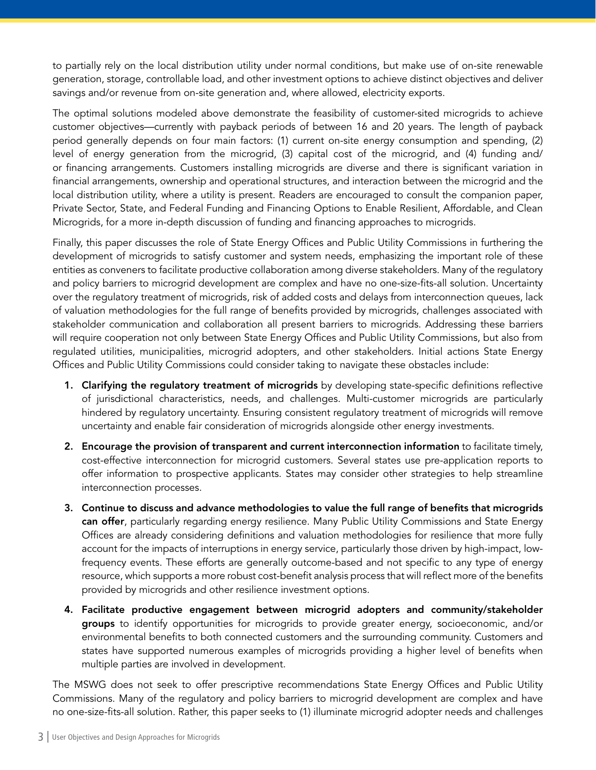to partially rely on the local distribution utility under normal conditions, but make use of on-site renewable generation, storage, controllable load, and other investment options to achieve distinct objectives and deliver savings and/or revenue from on-site generation and, where allowed, electricity exports.

The optimal solutions modeled above demonstrate the feasibility of customer-sited microgrids to achieve customer objectives—currently with payback periods of between 16 and 20 years. The length of payback period generally depends on four main factors: (1) current on-site energy consumption and spending, (2) level of energy generation from the microgrid, (3) capital cost of the microgrid, and (4) funding and/or financing arrangements. Customers installing microgrids are diverse and there is significant variation in financial arrangements, ownership and operational structures, and interaction between the microgrid and the local distribution utility, where a utility is present. Readers are encouraged to consult the companion paper, Private Sector, State, and Federal Funding and Financing Options to Enable Resilient, Affordable, and Clean Microgrids, for a more in-depth discussion of funding and financing approaches to microgrids.

Finally, this paper discusses the role of State Energy Offices and Public Utility Commissions in furthering the development of microgrids to satisfy customer and system needs, emphasizing the important role of these entities as conveners to facilitate productive collaboration among diverse stakeholders. Many of the regulatory and policy barriers to microgrid development are complex and have no one-size-fits-all solution. Uncertainty over the regulatory treatment of microgrids, risk of added costs and delays from interconnection queues, lack of valuation methodologies for the full range of benefits provided by microgrids, challenges associated with stakeholder communication and collaboration all present barriers to microgrids. Addressing these barriers will require cooperation not only between State Energy Offices and Public Utility Commissions, but also from regulated utilities, municipalities, microgrid adopters, and other stakeholders. Initial actions State Energy Offices and Public Utility Commissions could consider taking to navigate these obstacles include:

1. **Clarifying the regulatory treatment of microgrids** by developing state-specific definitions reflective of jurisdictional characteristics, needs, and challenges. Multi-customer microgrids are particularly hindered by regulatory uncertainty. Ensuring consistent regulatory treatment of microgrids will remove uncertainty and enable fair consideration of microgrids alongside other energy investments.
2. **Encourage the provision of transparent and current interconnection information** to facilitate timely, cost-effective interconnection for microgrid customers. Several states use pre-application reports to offer information to prospective applicants. States may consider other strategies to help streamline interconnection processes.
3. **Continue to discuss and advance methodologies to value the full range of benefits that microgrids can offer**, particularly regarding energy resilience. Many Public Utility Commissions and State Energy Offices are already considering definitions and valuation methodologies for resilience that more fully account for the impacts of interruptions in energy service, particularly those driven by high-impact, low-frequency events. These efforts are generally outcome-based and not specific to any type of energy resource, which supports a more robust cost-benefit analysis process that will reflect more of the benefits provided by microgrids and other resilience investment options.
4. **Facilitate productive engagement between microgrid adopters and community/stakeholder groups** to identify opportunities for microgrids to provide greater energy, socioeconomic, and/or environmental benefits to both connected customers and the surrounding community. Customers and states have supported numerous examples of microgrids providing a higher level of benefits when multiple parties are involved in development.

The MSWG does not seek to offer prescriptive recommendations State Energy Offices and Public Utility Commissions. Many of the regulatory and policy barriers to microgrid development are complex and have no one-size-fits-all solution. Rather, this paper seeks to (1) illuminate microgrid adopter needs and challenges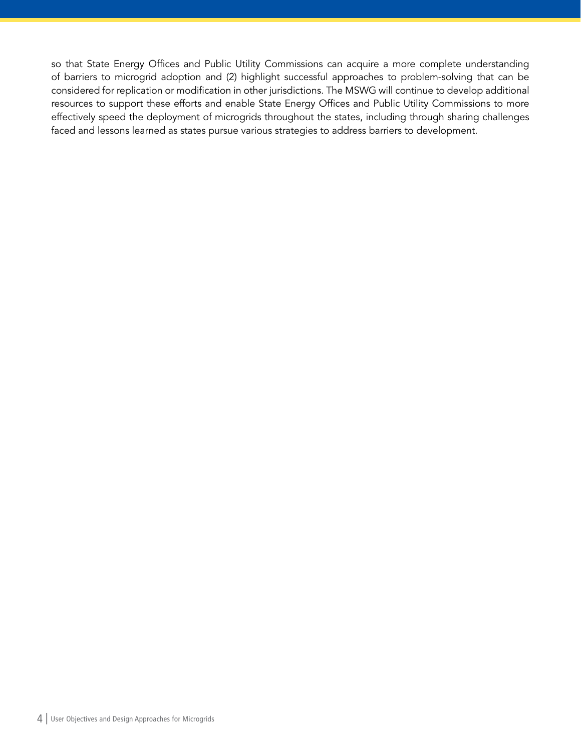so that State Energy Offices and Public Utility Commissions can acquire a more complete understanding of barriers to microgrid adoption and (2) highlight successful approaches to problem-solving that can be considered for replication or modification in other jurisdictions. The MSWG will continue to develop additional resources to support these efforts and enable State Energy Offices and Public Utility Commissions to more effectively speed the deployment of microgrids throughout the states, including through sharing challenges faced and lessons learned as states pursue various strategies to address barriers to development.